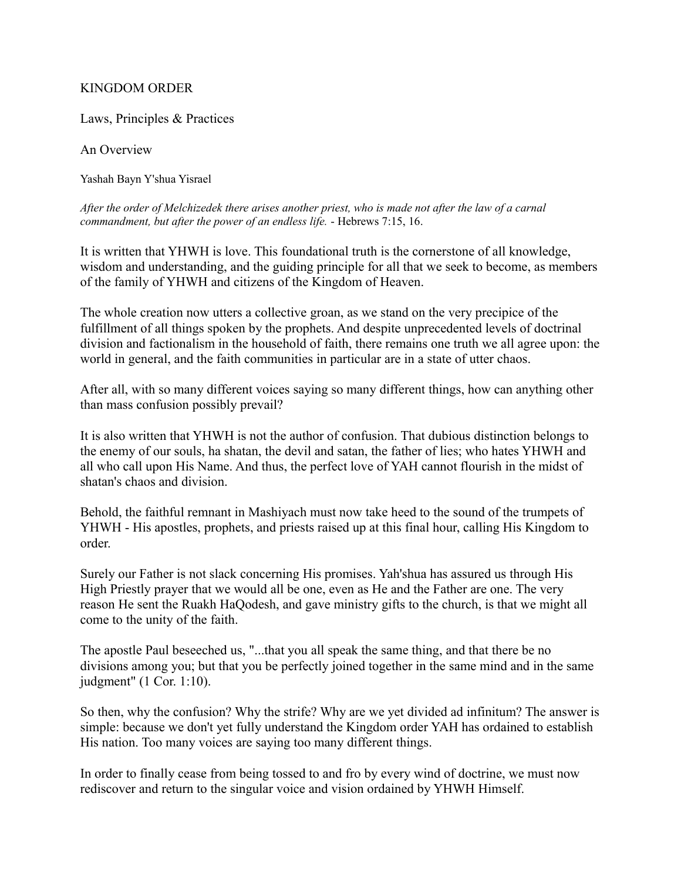# KINGDOM ORDER

## Laws, Principles & Practices

### An Overview

Yashah Bayn Y'shua Yisrael

*After the order of Melchizedek there arises another priest, who is made not after the law of a carnal commandment, but after the power of an endless life.* - Hebrews 7:15, 16.

It is written that YHWH is love. This foundational truth is the cornerstone of all knowledge, wisdom and understanding, and the guiding principle for all that we seek to become, as members of the family of YHWH and citizens of the Kingdom of Heaven.

The whole creation now utters a collective groan, as we stand on the very precipice of the fulfillment of all things spoken by the prophets. And despite unprecedented levels of doctrinal division and factionalism in the household of faith, there remains one truth we all agree upon: the world in general, and the faith communities in particular are in a state of utter chaos.

After all, with so many different voices saying so many different things, how can anything other than mass confusion possibly prevail?

It is also written that YHWH is not the author of confusion. That dubious distinction belongs to the enemy of our souls, ha shatan, the devil and satan, the father of lies; who hates YHWH and all who call upon His Name. And thus, the perfect love of YAH cannot flourish in the midst of shatan's chaos and division.

Behold, the faithful remnant in Mashiyach must now take heed to the sound of the trumpets of YHWH - His apostles, prophets, and priests raised up at this final hour, calling His Kingdom to order.

Surely our Father is not slack concerning His promises. Yah'shua has assured us through His High Priestly prayer that we would all be one, even as He and the Father are one. The very reason He sent the Ruakh HaQodesh, and gave ministry gifts to the church, is that we might all come to the unity of the faith.

The apostle Paul beseeched us, "...that you all speak the same thing, and that there be no divisions among you; but that you be perfectly joined together in the same mind and in the same judgment" (1 Cor. 1:10).

So then, why the confusion? Why the strife? Why are we yet divided ad infinitum? The answer is simple: because we don't yet fully understand the Kingdom order YAH has ordained to establish His nation. Too many voices are saying too many different things.

In order to finally cease from being tossed to and fro by every wind of doctrine, we must now rediscover and return to the singular voice and vision ordained by YHWH Himself.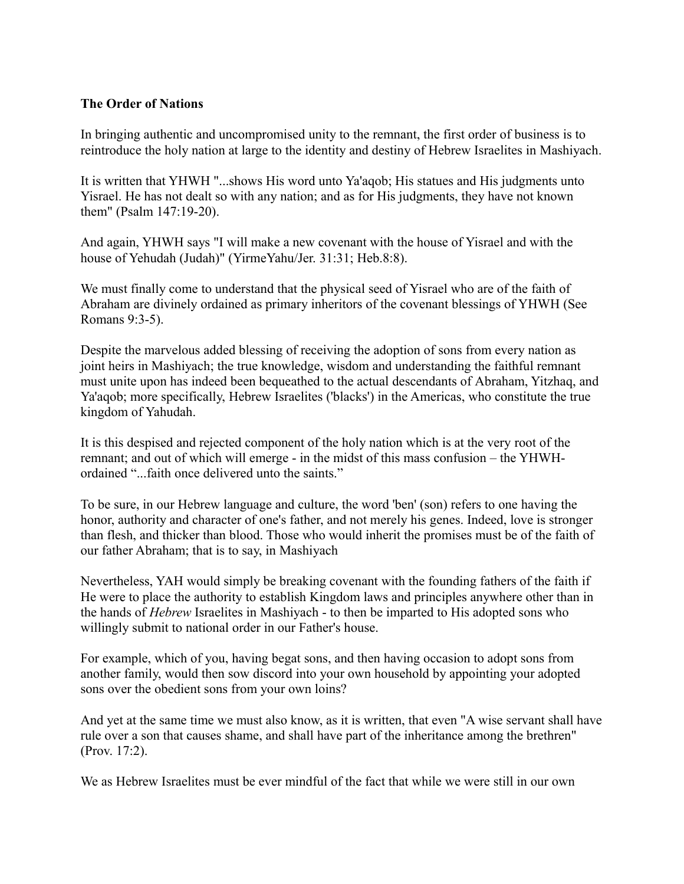**The Order of Nations**

In bringing authentic and uncompromised unity to the remnant, the first order of business is to reintroduce the holy nation at large to the identity and destiny of Hebrew Israelites in Mashiyach.

It is written that YHWH "...shows His word unto Ya'aqob; His statues and His judgments unto Yisrael. He has not dealt so with any nation; and as for His judgments, they have not known them" (Psalm 147:19-20).

And again, YHWH says "I will make a new covenant with the house of Yisrael and with the house of Yehudah (Judah)" (YirmeYahu/Jer. 31:31; Heb.8:8).

We must finally come to understand that the physical seed of Yisrael who are of the faith of Abraham are divinely ordained as primary inheritors of the covenant blessings of YHWH (See Romans 9:3-5).

Despite the marvelous added blessing of receiving the adoption of sons from every nation as joint heirs in Mashiyach; the true knowledge, wisdom and understanding the faithful remnant must unite upon has indeed been bequeathed to the actual descendants of Abraham, Yitzhaq, and Ya'aqob; more specifically, Hebrew Israelites ('blacks') in the Americas, who constitute the true kingdom of Yahudah.

It is this despised and rejected component of the holy nation which is at the very root of the remnant; and out of which will emerge - in the midst of this mass confusion – the YHWH-ordained "...faith once delivered unto the saints."

To be sure, in our Hebrew language and culture, the word 'ben' (son) refers to one having the honor, authority and character of one's father, and not merely his genes. Indeed, love is stronger than flesh, and thicker than blood. Those who would inherit the promises must be of the faith of our father Abraham; that is to say, in Mashiyach

Nevertheless, YAH would simply be breaking covenant with the founding fathers of the faith if He were to place the authority to establish Kingdom laws and principles anywhere other than in the hands of *Hebrew* Israelites in Mashiyach - to then be imparted to His adopted sons who willingly submit to national order in our Father's house.

For example, which of you, having begat sons, and then having occasion to adopt sons from another family, would then sow discord into your own household by appointing your adopted sons over the obedient sons from your own loins?

And yet at the same time we must also know, as it is written, that even "A wise servant shall have rule over a son that causes shame, and shall have part of the inheritance among the brethren" (Prov. 17:2).

We as Hebrew Israelites must be ever mindful of the fact that while we were still in our own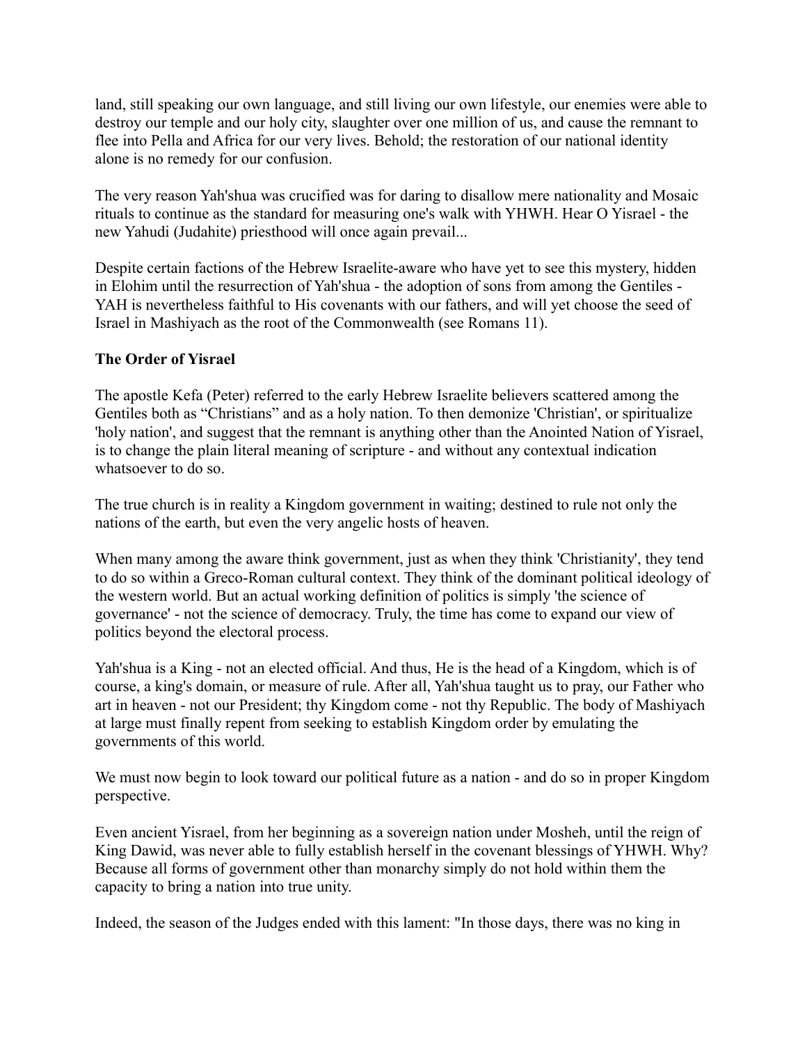land, still speaking our own language, and still living our own lifestyle, our enemies were able to destroy our temple and our holy city, slaughter over one million of us, and cause the remnant to flee into Pella and Africa for our very lives. Behold; the restoration of our national identity alone is no remedy for our confusion.

The very reason Yah'shua was crucified was for daring to disallow mere nationality and Mosaic rituals to continue as the standard for measuring one's walk with YHWH. Hear O Yisrael - the new Yahudi (Judahite) priesthood will once again prevail...

Despite certain factions of the Hebrew Israelite-aware who have yet to see this mystery, hidden in Elohim until the resurrection of Yah'shua - the adoption of sons from among the Gentiles - YAH is nevertheless faithful to His covenants with our fathers, and will yet choose the seed of Israel in Mashiyach as the root of the Commonwealth (see Romans 11).

**The Order of Yisrael**

The apostle Kefa (Peter) referred to the early Hebrew Israelite believers scattered among the Gentiles both as "Christians" and as a holy nation. To then demonize 'Christian', or spiritualize 'holy nation', and suggest that the remnant is anything other than the Anointed Nation of Yisrael, is to change the plain literal meaning of scripture - and without any contextual indication whatsoever to do so.

The true church is in reality a Kingdom government in waiting; destined to rule not only the nations of the earth, but even the very angelic hosts of heaven.

When many among the aware think government, just as when they think 'Christianity', they tend to do so within a Greco-Roman cultural context. They think of the dominant political ideology of the western world. But an actual working definition of politics is simply 'the science of governance' - not the science of democracy. Truly, the time has come to expand our view of politics beyond the electoral process.

Yah'shua is a King - not an elected official. And thus, He is the head of a Kingdom, which is of course, a king's domain, or measure of rule. After all, Yah'shua taught us to pray, our Father who art in heaven - not our President; thy Kingdom come - not thy Republic. The body of Mashiyach at large must finally repent from seeking to establish Kingdom order by emulating the governments of this world.

We must now begin to look toward our political future as a nation - and do so in proper Kingdom perspective.

Even ancient Yisrael, from her beginning as a sovereign nation under Mosheh, until the reign of King Dawid, was never able to fully establish herself in the covenant blessings of YHWH. Why? Because all forms of government other than monarchy simply do not hold within them the capacity to bring a nation into true unity.

Indeed, the season of the Judges ended with this lament: "In those days, there was no king in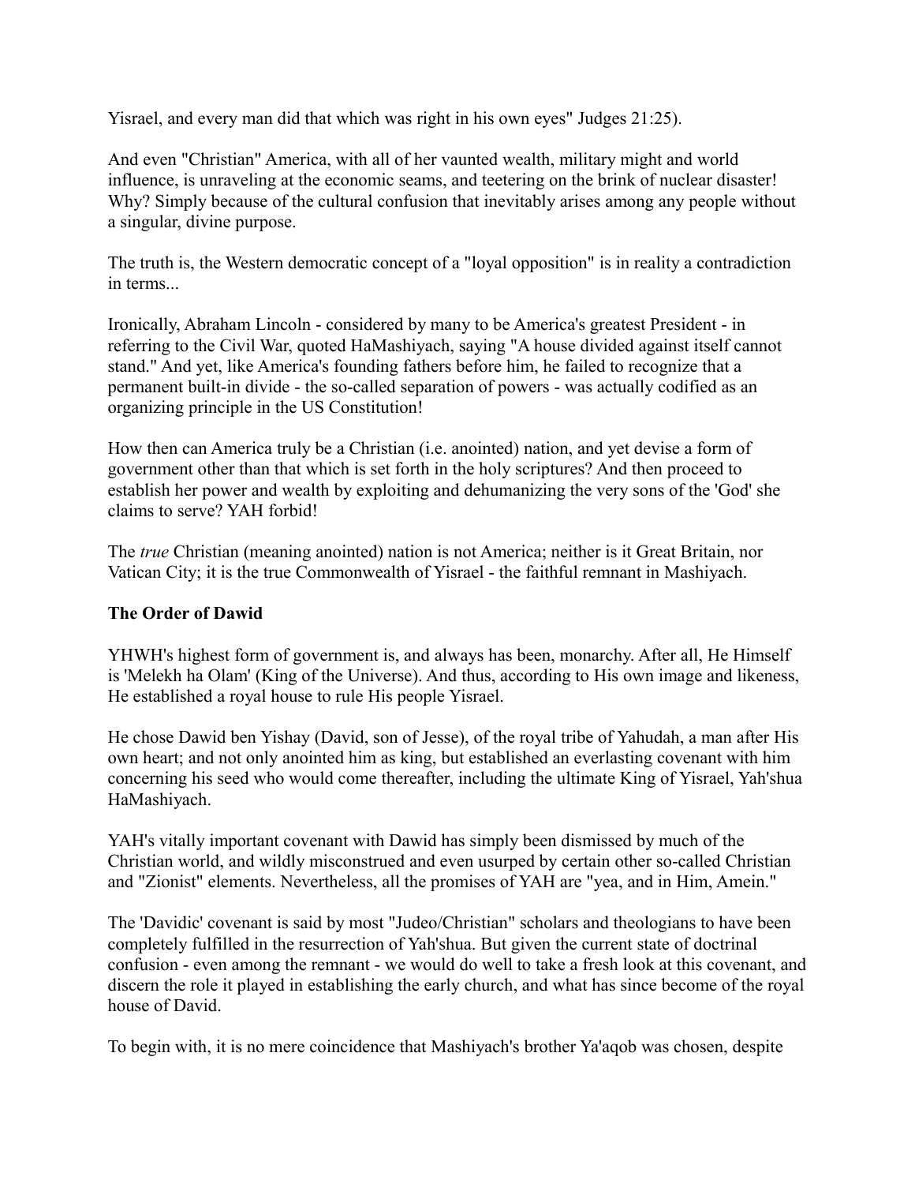Yisrael, and every man did that which was right in his own eyes" Judges 21:25).

And even "Christian" America, with all of her vaunted wealth, military might and world influence, is unraveling at the economic seams, and teetering on the brink of nuclear disaster! Why? Simply because of the cultural confusion that inevitably arises among any people without a singular, divine purpose.

The truth is, the Western democratic concept of a "loyal opposition" is in reality a contradiction in terms...

Ironically, Abraham Lincoln - considered by many to be America's greatest President - in referring to the Civil War, quoted HaMashiyach, saying "A house divided against itself cannot stand." And yet, like America's founding fathers before him, he failed to recognize that a permanent built-in divide - the so-called separation of powers - was actually codified as an organizing principle in the US Constitution!

How then can America truly be a Christian (i.e. anointed) nation, and yet devise a form of government other than that which is set forth in the holy scriptures? And then proceed to establish her power and wealth by exploiting and dehumanizing the very sons of the 'God' she claims to serve? YAH forbid!

The *true* Christian (meaning anointed) nation is not America; neither is it Great Britain, nor Vatican City; it is the true Commonwealth of Yisrael - the faithful remnant in Mashiyach.

**The Order of Dawid**

YHWH's highest form of government is, and always has been, monarchy. After all, He Himself is 'Melekh ha Olam' (King of the Universe). And thus, according to His own image and likeness, He established a royal house to rule His people Yisrael.

He chose Dawid ben Yishay (David, son of Jesse), of the royal tribe of Yahudah, a man after His own heart; and not only anointed him as king, but established an everlasting covenant with him concerning his seed who would come thereafter, including the ultimate King of Yisrael, Yah'shua HaMashiyach.

YAH's vitally important covenant with Dawid has simply been dismissed by much of the Christian world, and wildly misconstrued and even usurped by certain other so-called Christian and "Zionist" elements. Nevertheless, all the promises of YAH are "yea, and in Him, Amein."

The 'Davidic' covenant is said by most "Judeo/Christian" scholars and theologians to have been completely fulfilled in the resurrection of Yah'shua. But given the current state of doctrinal confusion - even among the remnant - we would do well to take a fresh look at this covenant, and discern the role it played in establishing the early church, and what has since become of the royal house of David.

To begin with, it is no mere coincidence that Mashiyach's brother Ya'aqob was chosen, despite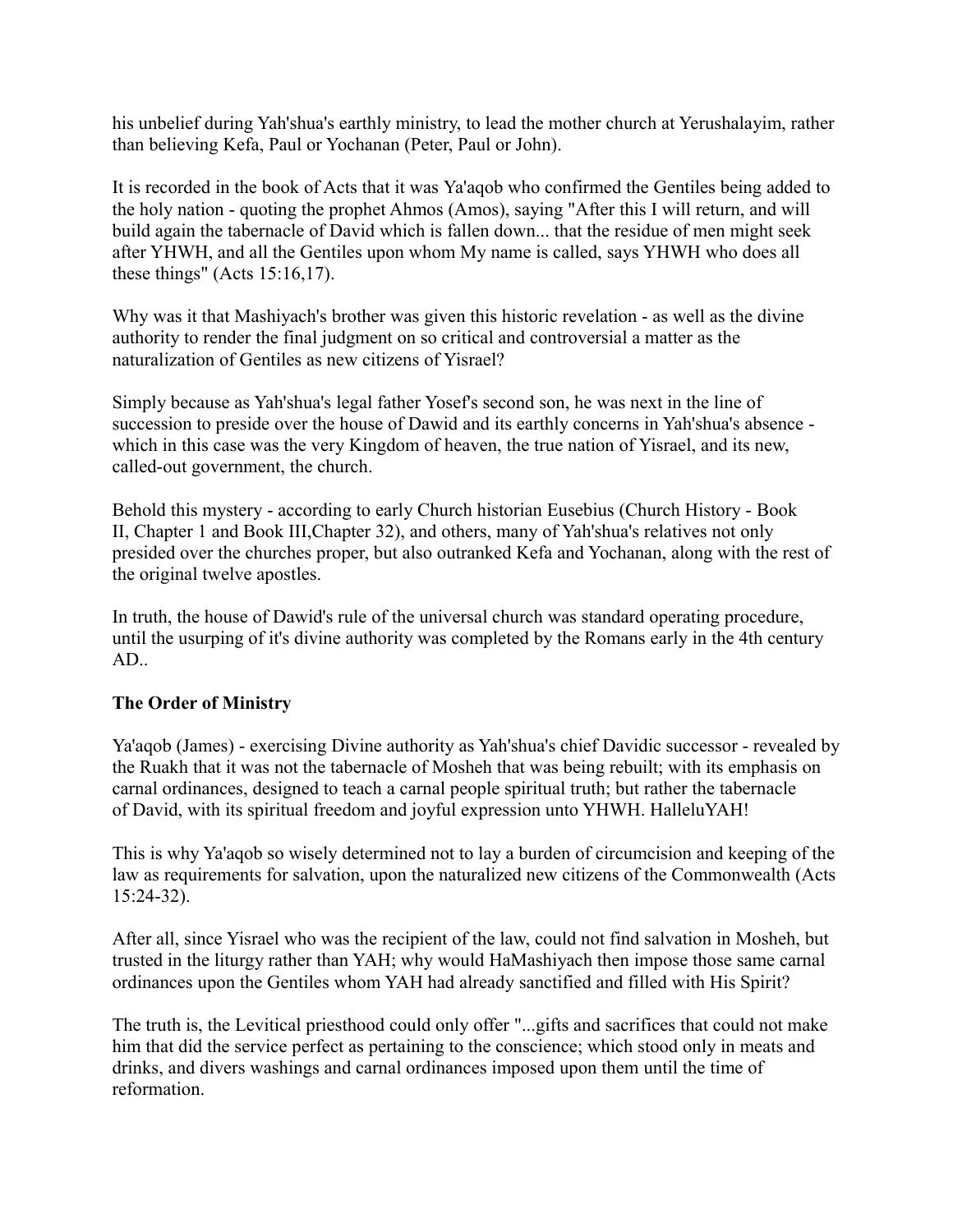his unbelief during Yah'shua's earthly ministry, to lead the mother church at Yerushalayim, rather than believing Kefa, Paul or Yochanan (Peter, Paul or John).

It is recorded in the book of Acts that it was Ya'aqob who confirmed the Gentiles being added to the holy nation - quoting the prophet Ahmos (Amos), saying "After this I will return, and will build again the tabernacle of David which is fallen down... that the residue of men might seek after YHWH, and all the Gentiles upon whom My name is called, says YHWH who does all these things" (Acts 15:16,17).

Why was it that Mashiyach's brother was given this historic revelation - as well as the divine authority to render the final judgment on so critical and controversial a matter as the naturalization of Gentiles as new citizens of Yisrael?

Simply because as Yah'shua's legal father Yosef's second son, he was next in the line of succession to preside over the house of Dawid and its earthly concerns in Yah'shua's absence - which in this case was the very Kingdom of heaven, the true nation of Yisrael, and its new, called-out government, the church.

Behold this mystery - according to early Church historian Eusebius (Church History - Book II, Chapter 1 and Book III,Chapter 32), and others, many of Yah'shua's relatives not only presided over the churches proper, but also outranked Kefa and Yochanan, along with the rest of the original twelve apostles.

In truth, the house of Dawid's rule of the universal church was standard operating procedure, until the usurping of it's divine authority was completed by the Romans early in the 4th century AD..

**The Order of Ministry**

Ya'aqob (James) - exercising Divine authority as Yah'shua's chief Davidic successor - revealed by the Ruakh that it was not the tabernacle of Mosheh that was being rebuilt; with its emphasis on carnal ordinances, designed to teach a carnal people spiritual truth; but rather the tabernacle of David, with its spiritual freedom and joyful expression unto YHWH. HalleluYAH!

This is why Ya'aqob so wisely determined not to lay a burden of circumcision and keeping of the law as requirements for salvation, upon the naturalized new citizens of the Commonwealth (Acts 15:24-32).

After all, since Yisrael who was the recipient of the law, could not find salvation in Mosheh, but trusted in the liturgy rather than YAH; why would HaMashiyach then impose those same carnal ordinances upon the Gentiles whom YAH had already sanctified and filled with His Spirit?

The truth is, the Levitical priesthood could only offer "...gifts and sacrifices that could not make him that did the service perfect as pertaining to the conscience; which stood only in meats and drinks, and divers washings and carnal ordinances imposed upon them until the time of reformation.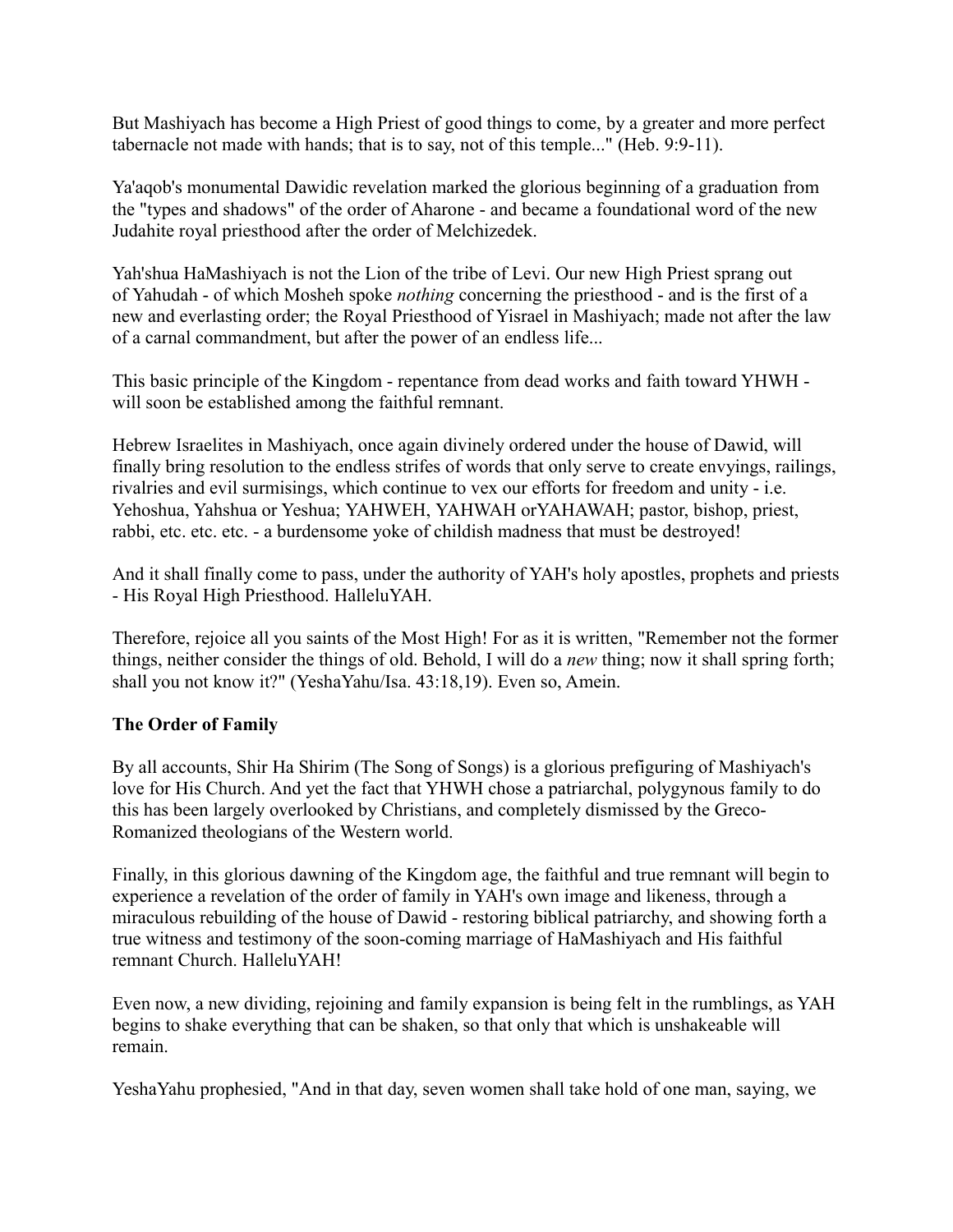But Mashiyach has become a High Priest of good things to come, by a greater and more perfect tabernacle not made with hands; that is to say, not of this temple..." (Heb. 9:9-11).

Ya'aqob's monumental Dawidic revelation marked the glorious beginning of a graduation from the "types and shadows" of the order of Aharone - and became a foundational word of the new Judahite royal priesthood after the order of Melchizedek.

Yah'shua HaMashiyach is not the Lion of the tribe of Levi. Our new High Priest sprang out of Yahudah - of which Mosheh spoke *nothing* concerning the priesthood - and is the first of a new and everlasting order; the Royal Priesthood of Yisrael in Mashiyach; made not after the law of a carnal commandment, but after the power of an endless life...

This basic principle of the Kingdom - repentance from dead works and faith toward YHWH - will soon be established among the faithful remnant.

Hebrew Israelites in Mashiyach, once again divinely ordered under the house of Dawid, will finally bring resolution to the endless strifes of words that only serve to create envyings, railings, rivalries and evil surmisings, which continue to vex our efforts for freedom and unity - i.e. Yehoshua, Yahshua or Yeshua; YAHWEH, YAHWAH orYAHAWAH; pastor, bishop, priest, rabbi, etc. etc. etc. - a burdensome yoke of childish madness that must be destroyed!

And it shall finally come to pass, under the authority of YAH's holy apostles, prophets and priests - His Royal High Priesthood. HalleluYAH.

Therefore, rejoice all you saints of the Most High! For as it is written, "Remember not the former things, neither consider the things of old. Behold, I will do a *new* thing; now it shall spring forth; shall you not know it?" (YeshaYahu/Isa. 43:18,19). Even so, Amein.

**The Order of Family**

By all accounts, Shir Ha Shirim (The Song of Songs) is a glorious prefiguring of Mashiyach's love for His Church. And yet the fact that YHWH chose a patriarchal, polygynous family to do this has been largely overlooked by Christians, and completely dismissed by the Greco-Romanized theologians of the Western world.

Finally, in this glorious dawning of the Kingdom age, the faithful and true remnant will begin to experience a revelation of the order of family in YAH's own image and likeness, through a miraculous rebuilding of the house of Dawid - restoring biblical patriarchy, and showing forth a true witness and testimony of the soon-coming marriage of HaMashiyach and His faithful remnant Church. HalleluYAH!

Even now, a new dividing, rejoining and family expansion is being felt in the rumblings, as YAH begins to shake everything that can be shaken, so that only that which is unshakeable will remain.

YeshaYahu prophesied, "And in that day, seven women shall take hold of one man, saying, we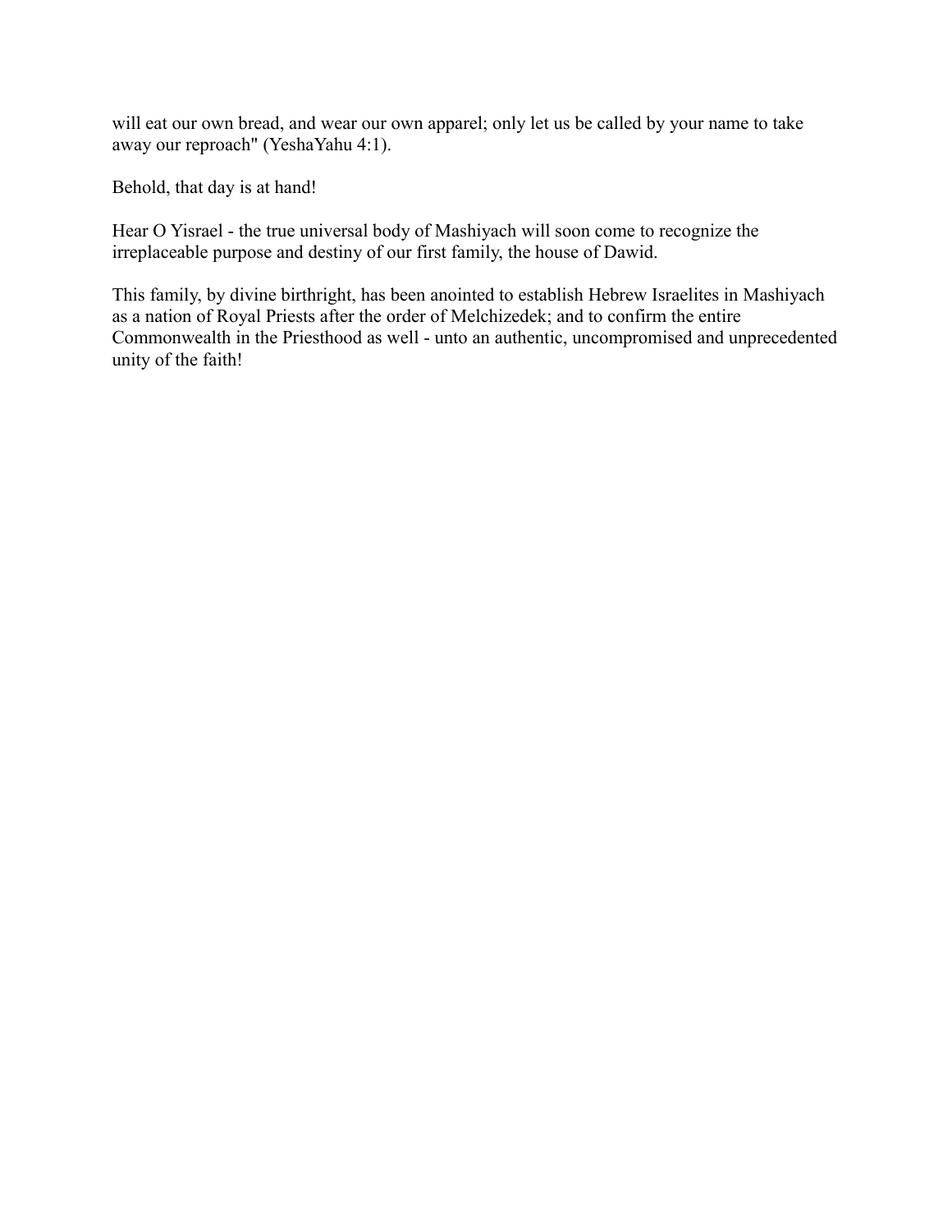will eat our own bread, and wear our own apparel; only let us be called by your name to take away our reproach" (YeshaYahu 4:1).

Behold, that day is at hand!

Hear O Yisrael - the true universal body of Mashiyach will soon come to recognize the irreplaceable purpose and destiny of our first family, the house of Dawid.

This family, by divine birthright, has been anointed to establish Hebrew Israelites in Mashiyach as a nation of Royal Priests after the order of Melchizedek; and to confirm the entire Commonwealth in the Priesthood as well - unto an authentic, uncompromised and unprecedented unity of the faith!